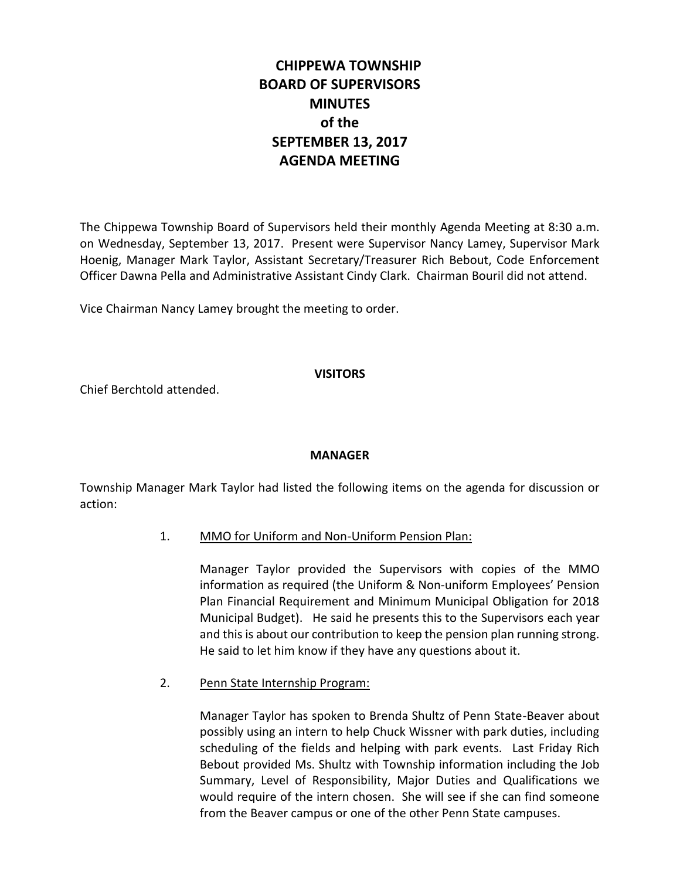# CHIPPEWA TOWNSHIP BOARD OF SUPERVISORS MINUTES of the SEPTEMBER 13, 2017 AGENDA MEETING

The Chippewa Township Board of Supervisors held their monthly Agenda Meeting at 8:30 a.m. on Wednesday, September 13, 2017. Present were Supervisor Nancy Lamey, Supervisor Mark Hoenig, Manager Mark Taylor, Assistant Secretary/Treasurer Rich Bebout, Code Enforcement Officer Dawna Pella and Administrative Assistant Cindy Clark. Chairman Bouril did not attend.

Vice Chairman Nancy Lamey brought the meeting to order.

## VISITORS

Chief Berchtold attended.

## MANAGER

Township Manager Mark Taylor had listed the following items on the agenda for discussion or action:

1. MMO for Uniform and Non-Uniform Pension Plan:

   Manager Taylor provided the Supervisors with copies of the MMO information as required (the Uniform & Non-uniform Employees' Pension Plan Financial Requirement and Minimum Municipal Obligation for 2018 Municipal Budget). He said he presents this to the Supervisors each year and this is about our contribution to keep the pension plan running strong. He said to let him know if they have any questions about it.

2. Penn State Internship Program:

   Manager Taylor has spoken to Brenda Shultz of Penn State-Beaver about possibly using an intern to help Chuck Wissner with park duties, including scheduling of the fields and helping with park events. Last Friday Rich Bebout provided Ms. Shultz with Township information including the Job Summary, Level of Responsibility, Major Duties and Qualifications we would require of the intern chosen. She will see if she can find someone from the Beaver campus or one of the other Penn State campuses.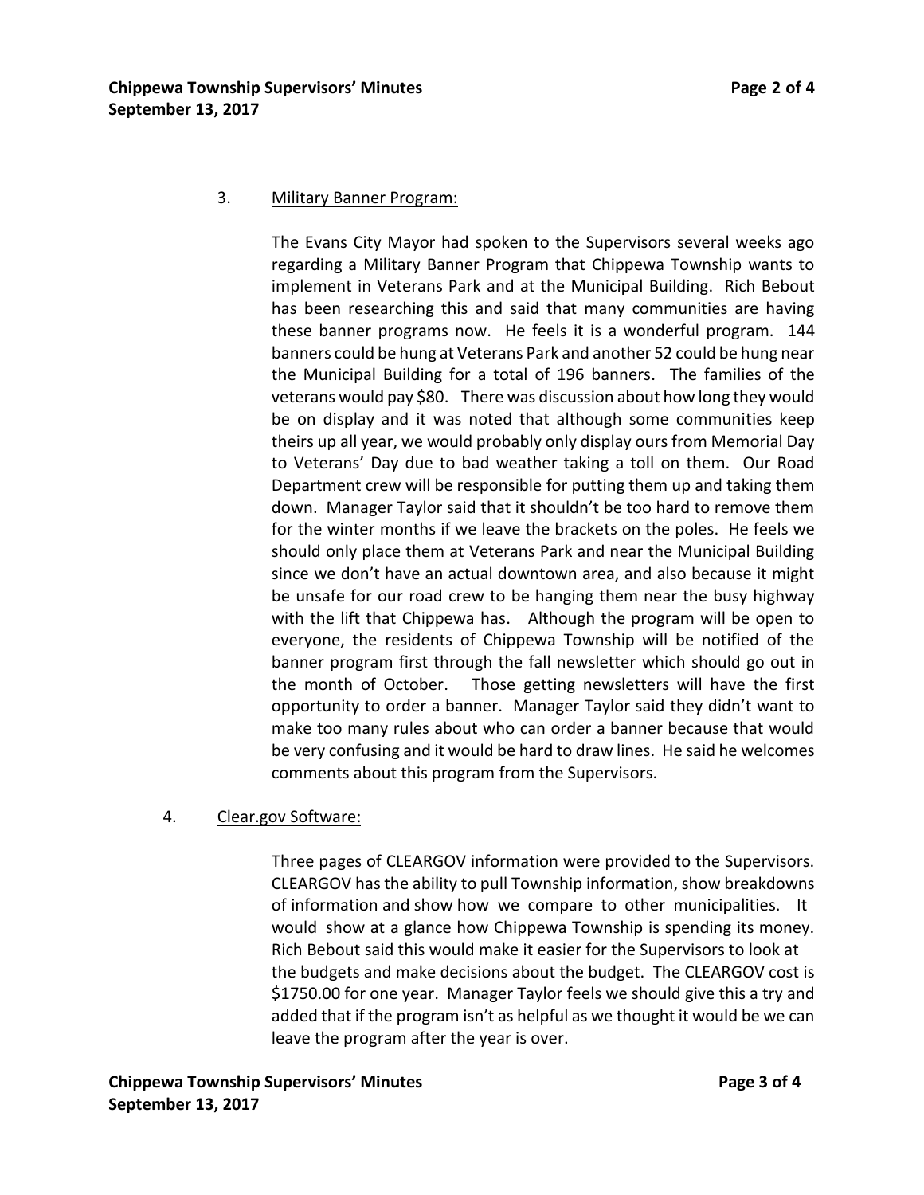3. Military Banner Program:

The Evans City Mayor had spoken to the Supervisors several weeks ago regarding a Military Banner Program that Chippewa Township wants to implement in Veterans Park and at the Municipal Building. Rich Bebout has been researching this and said that many communities are having these banner programs now. He feels it is a wonderful program. 144 banners could be hung at Veterans Park and another 52 could be hung near the Municipal Building for a total of 196 banners. The families of the veterans would pay $80. There was discussion about how long they would be on display and it was noted that although some communities keep theirs up all year, we would probably only display ours from Memorial Day to Veterans' Day due to bad weather taking a toll on them. Our Road Department crew will be responsible for putting them up and taking them down. Manager Taylor said that it shouldn't be too hard to remove them for the winter months if we leave the brackets on the poles. He feels we should only place them at Veterans Park and near the Municipal Building since we don't have an actual downtown area, and also because it might be unsafe for our road crew to be hanging them near the busy highway with the lift that Chippewa has. Although the program will be open to everyone, the residents of Chippewa Township will be notified of the banner program first through the fall newsletter which should go out in the month of October. Those getting newsletters will have the first opportunity to order a banner. Manager Taylor said they didn't want to make too many rules about who can order a banner because that would be very confusing and it would be hard to draw lines. He said he welcomes comments about this program from the Supervisors.

4. Clear.gov Software:

Three pages of CLEARGOV information were provided to the Supervisors. CLEARGOV has the ability to pull Township information, show breakdowns of information and show how we compare to other municipalities. It would show at a glance how Chippewa Township is spending its money. Rich Bebout said this would make it easier for the Supervisors to look at the budgets and make decisions about the budget. The CLEARGOV cost is $1750.00 for one year. Manager Taylor feels we should give this a try and added that if the program isn't as helpful as we thought it would be we can leave the program after the year is over.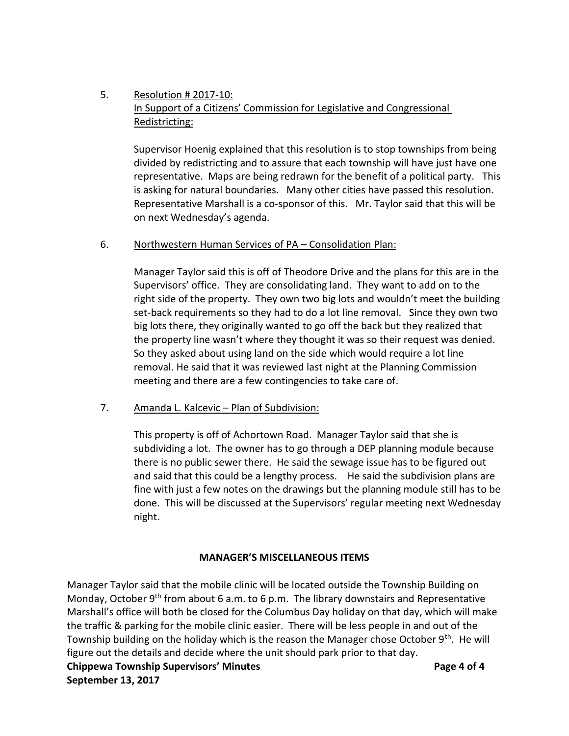5. Resolution # 2017-10:
In Support of a Citizens' Commission for Legislative and Congressional Redistricting:

Supervisor Hoenig explained that this resolution is to stop townships from being divided by redistricting and to assure that each township will have just have one representative. Maps are being redrawn for the benefit of a political party. This is asking for natural boundaries. Many other cities have passed this resolution. Representative Marshall is a co-sponsor of this. Mr. Taylor said that this will be on next Wednesday's agenda.

6. Northwestern Human Services of PA – Consolidation Plan:

Manager Taylor said this is off of Theodore Drive and the plans for this are in the Supervisors' office. They are consolidating land. They want to add on to the right side of the property. They own two big lots and wouldn't meet the building set-back requirements so they had to do a lot line removal. Since they own two big lots there, they originally wanted to go off the back but they realized that the property line wasn't where they thought it was so their request was denied. So they asked about using land on the side which would require a lot line removal. He said that it was reviewed last night at the Planning Commission meeting and there are a few contingencies to take care of.

7. Amanda L. Kalcevic – Plan of Subdivision:

This property is off of Achortown Road. Manager Taylor said that she is subdividing a lot. The owner has to go through a DEP planning module because there is no public sewer there. He said the sewage issue has to be figured out and said that this could be a lengthy process. He said the subdivision plans are fine with just a few notes on the drawings but the planning module still has to be done. This will be discussed at the Supervisors' regular meeting next Wednesday night.

**MANAGER'S MISCELLANEOUS ITEMS**

Manager Taylor said that the mobile clinic will be located outside the Township Building on Monday, October 9th from about 6 a.m. to 6 p.m. The library downstairs and Representative Marshall's office will both be closed for the Columbus Day holiday on that day, which will make the traffic & parking for the mobile clinic easier. There will be less people in and out of the Township building on the holiday which is the reason the Manager chose October 9th. He will figure out the details and decide where the unit should park prior to that day.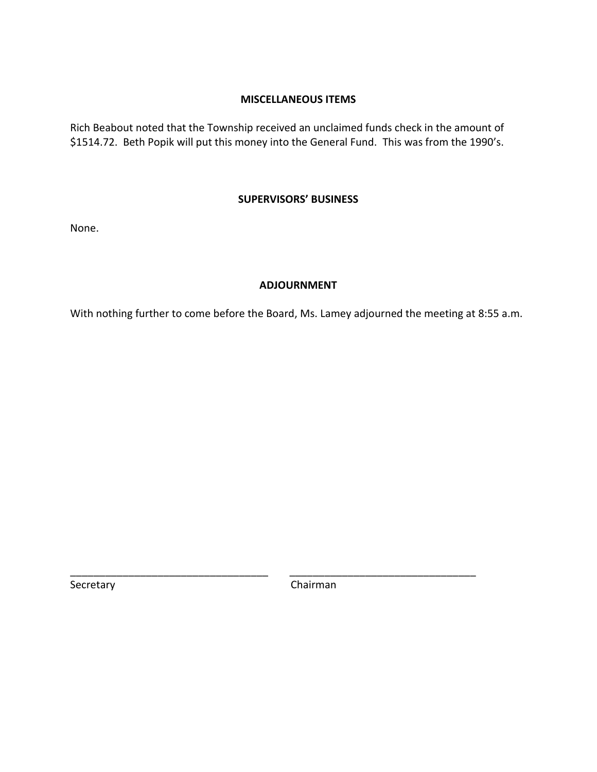## MISCELLANEOUS ITEMS

Rich Beabout noted that the Township received an unclaimed funds check in the amount of $1514.72. Beth Popik will put this money into the General Fund. This was from the 1990's.

## SUPERVISORS' BUSINESS

None.

## ADJOURNMENT

With nothing further to come before the Board, Ms. Lamey adjourned the meeting at 8:55 a.m.

___________________________________ ________________________________

Secretary Chairman